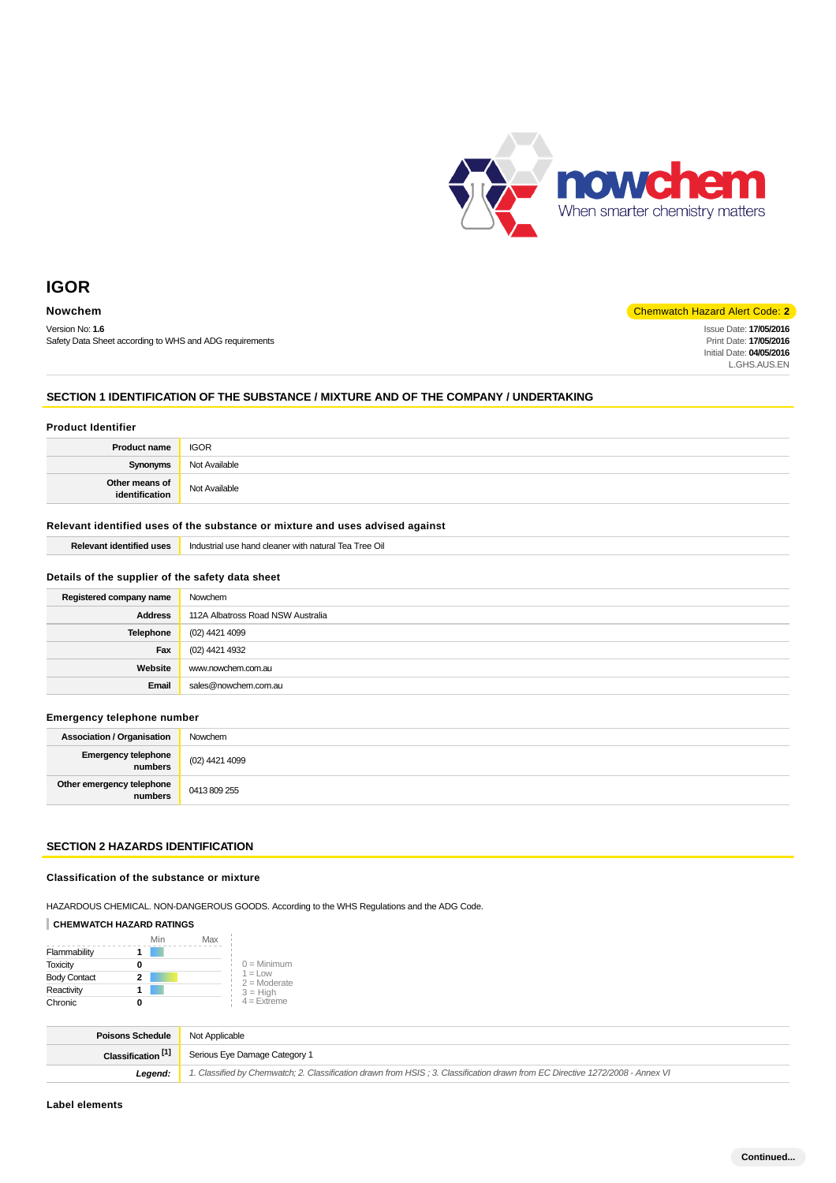nowchem
When smarter chemistry matters

# IGOR

**Nowchem**

Chemwatch Hazard Alert Code: **2**

Version No: **1.6**
Safety Data Sheet according to WHS and ADG requirements

Issue Date: **17/05/2016**
Print Date: **17/05/2016**
Initial Date: **04/05/2016**
L.GHS.AUS.EN

## SECTION 1 IDENTIFICATION OF THE SUBSTANCE / MIXTURE AND OF THE COMPANY / UNDERTAKING

### Product Identifier

| | |
|---|---|
| **Product name** | IGOR |
| **Synonyms** | Not Available |
| **Other means of identification** | Not Available |

### Relevant identified uses of the substance or mixture and uses advised against

| | |
|---|---|
| **Relevant identified uses** | Industrial use hand cleaner with natural Tea Tree Oil |

### Details of the supplier of the safety data sheet

| | |
|---|---|
| **Registered company name** | Nowchem |
| **Address** | 112A Albatross Road NSW Australia |
| **Telephone** | (02) 4421 4099 |
| **Fax** | (02) 4421 4932 |
| **Website** | www.nowchem.com.au |
| **Email** | sales@nowchem.com.au |

### Emergency telephone number

| | |
|---|---|
| **Association / Organisation** | Nowchem |
| **Emergency telephone numbers** | (02) 4421 4099 |
| **Other emergency telephone numbers** | 0413 809 255 |

## SECTION 2 HAZARDS IDENTIFICATION

### Classification of the substance or mixture

HAZARDOUS CHEMICAL. NON-DANGEROUS GOODS. According to the WHS Regulations and the ADG Code.

**CHEMWATCH HAZARD RATINGS**

| | Min | Max |
|---|---|---|
| Flammability | 1 | |
| Toxicity | 0 | |
| Body Contact | 2 | |
| Reactivity | 1 | |
| Chronic | 0 | |

0 = Minimum
1 = Low
2 = Moderate
3 = High
4 = Extreme

| | |
|---|---|
| **Poisons Schedule** | Not Applicable |
| **Classification [1]** | Serious Eye Damage Category 1 |
| ***Legend:*** | *1. Classified by Chemwatch; 2. Classification drawn from HSIS ; 3. Classification drawn from EC Directive 1272/2008 - Annex VI* |

### Label elements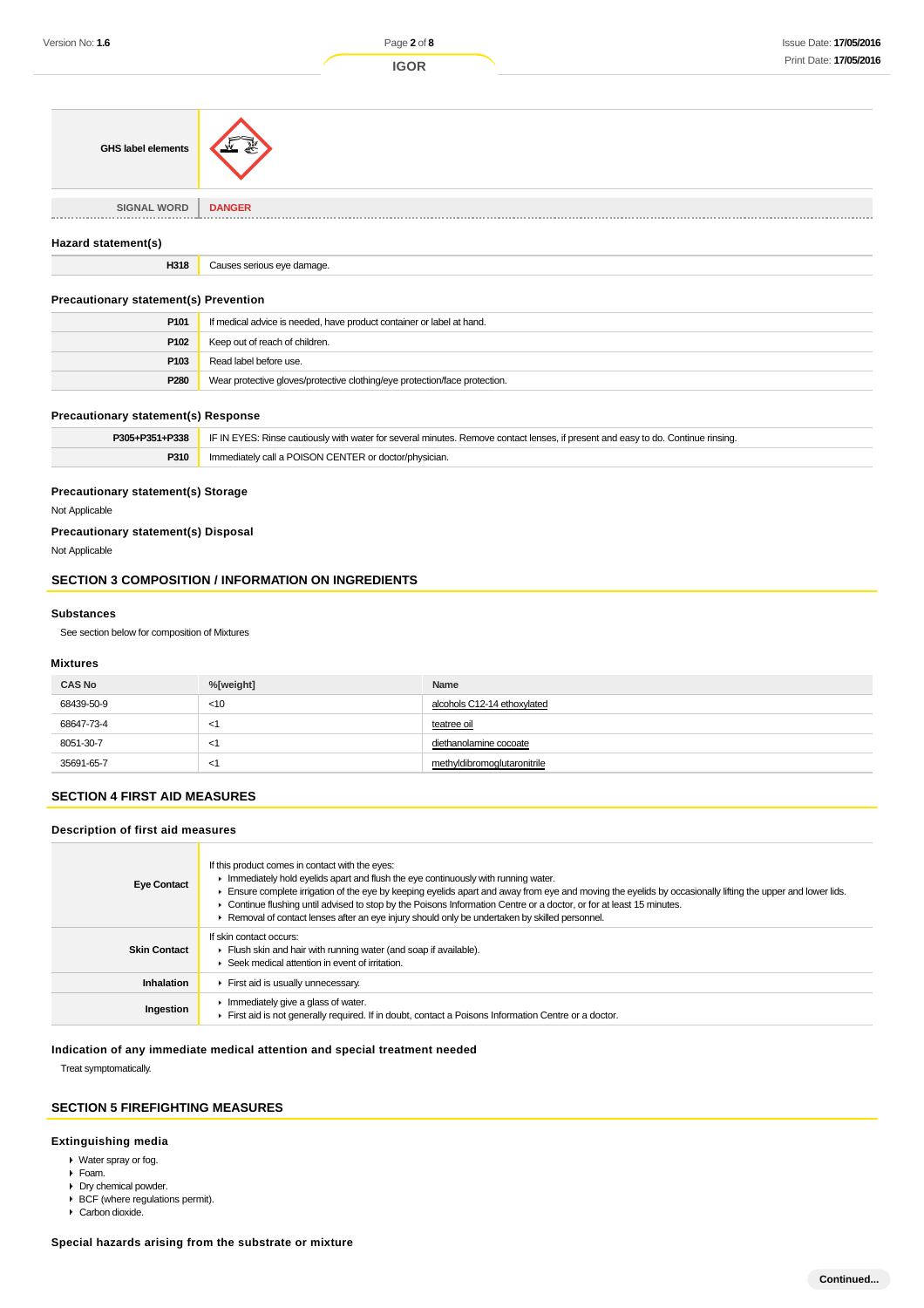| GHS label elements | |
|---|---|
| SIGNAL WORD | DANGER |

### Hazard statement(s)

| | |
|---|---|
| H318 | Causes serious eye damage. |

### Precautionary statement(s) Prevention

| | |
|---|---|
| P101 | If medical advice is needed, have product container or label at hand. |
| P102 | Keep out of reach of children. |
| P103 | Read label before use. |
| P280 | Wear protective gloves/protective clothing/eye protection/face protection. |

### Precautionary statement(s) Response

| | |
|---|---|
| P305+P351+P338 | IF IN EYES: Rinse cautiously with water for several minutes. Remove contact lenses, if present and easy to do. Continue rinsing. |
| P310 | Immediately call a POISON CENTER or doctor/physician. |

### Precautionary statement(s) Storage

Not Applicable

### Precautionary statement(s) Disposal

Not Applicable

## SECTION 3 COMPOSITION / INFORMATION ON INGREDIENTS

### Substances

See section below for composition of Mixtures

### Mixtures

| CAS No | %[weight] | Name |
|---|---|---|
| 68439-50-9 | <10 | alcohols C12-14 ethoxylated |
| 68647-73-4 | <1 | teatree oil |
| 8051-30-7 | <1 | diethanolamine cocoate |
| 35691-65-7 | <1 | methyldibromoglutaronitrile |

## SECTION 4 FIRST AID MEASURES

### Description of first aid measures

| | |
|---|---|
| Eye Contact | If this product comes in contact with the eyes:<br>▸ Immediately hold eyelids apart and flush the eye continuously with running water.<br>▸ Ensure complete irrigation of the eye by keeping eyelids apart and away from eye and moving the eyelids by occasionally lifting the upper and lower lids.<br>▸ Continue flushing until advised to stop by the Poisons Information Centre or a doctor, or for at least 15 minutes.<br>▸ Removal of contact lenses after an eye injury should only be undertaken by skilled personnel. |
| Skin Contact | If skin contact occurs:<br>▸ Flush skin and hair with running water (and soap if available).<br>▸ Seek medical attention in event of irritation. |
| Inhalation | ▸ First aid is usually unnecessary. |
| Ingestion | ▸ Immediately give a glass of water.<br>▸ First aid is not generally required. If in doubt, contact a Poisons Information Centre or a doctor. |

### Indication of any immediate medical attention and special treatment needed

Treat symptomatically.

## SECTION 5 FIREFIGHTING MEASURES

### Extinguishing media

- Water spray or fog.
- Foam.
- Dry chemical powder.
- BCF (where regulations permit).
- Carbon dioxide.

### Special hazards arising from the substrate or mixture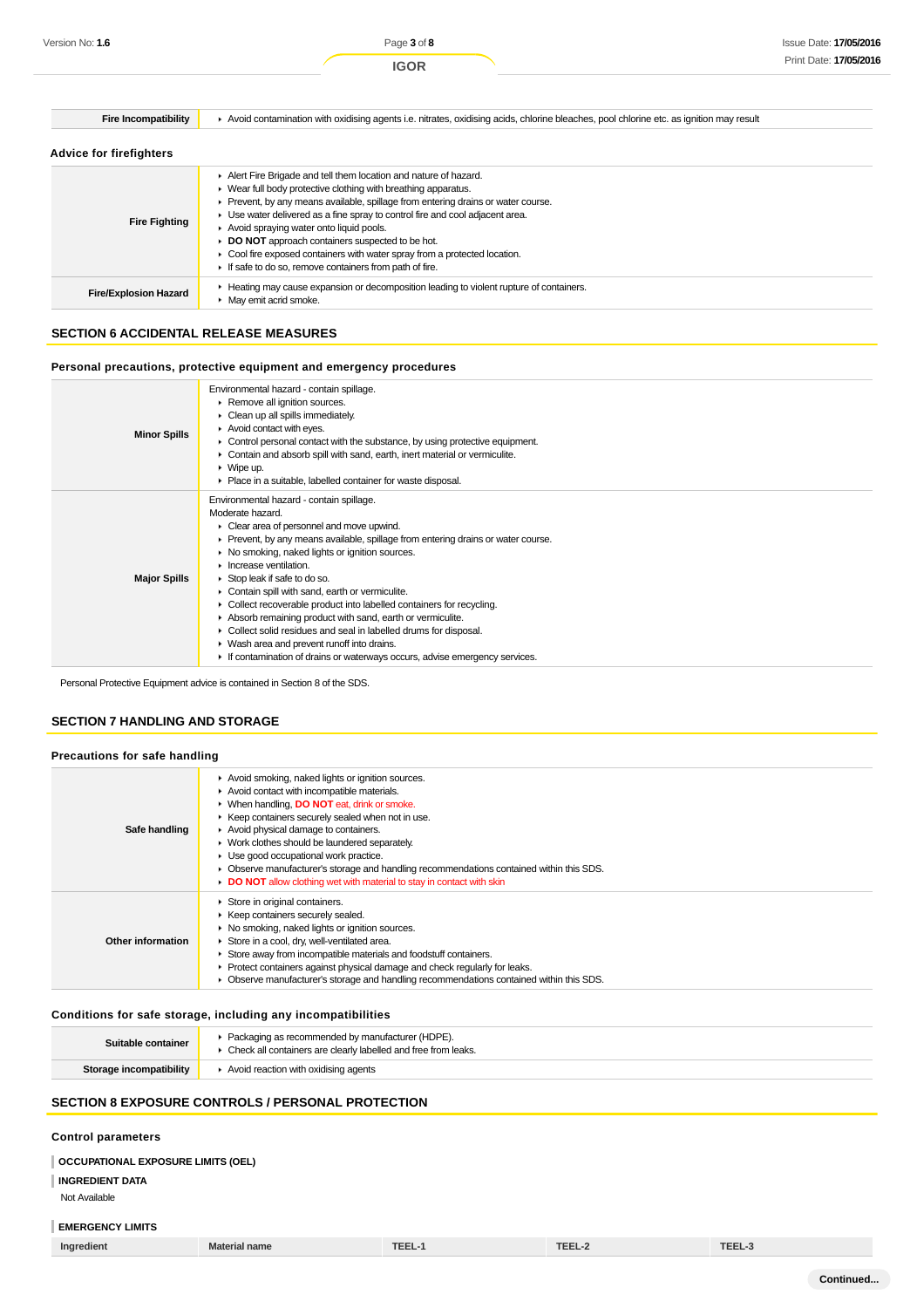| Fire Incompatibility | ▸ Avoid contamination with oxidising agents i.e. nitrates, oxidising acids, chlorine bleaches, pool chlorine etc. as ignition may result |
|---|---|

### Advice for firefighters

| | |
|---|---|
| **Fire Fighting** | ▸ Alert Fire Brigade and tell them location and nature of hazard.<br>▸ Wear full body protective clothing with breathing apparatus.<br>▸ Prevent, by any means available, spillage from entering drains or water course.<br>▸ Use water delivered as a fine spray to control fire and cool adjacent area.<br>▸ Avoid spraying water onto liquid pools.<br>▸ **DO NOT** approach containers suspected to be hot.<br>▸ Cool fire exposed containers with water spray from a protected location.<br>▸ If safe to do so, remove containers from path of fire. |
| **Fire/Explosion Hazard** | ▸ Heating may cause expansion or decomposition leading to violent rupture of containers.<br>▸ May emit acrid smoke. |

## SECTION 6 ACCIDENTAL RELEASE MEASURES

### Personal precautions, protective equipment and emergency procedures

| | |
|---|---|
| **Minor Spills** | Environmental hazard - contain spillage.<br>▸ Remove all ignition sources.<br>▸ Clean up all spills immediately.<br>▸ Avoid contact with eyes.<br>▸ Control personal contact with the substance, by using protective equipment.<br>▸ Contain and absorb spill with sand, earth, inert material or vermiculite.<br>▸ Wipe up.<br>▸ Place in a suitable, labelled container for waste disposal. |
| **Major Spills** | Environmental hazard - contain spillage.<br>Moderate hazard.<br>▸ Clear area of personnel and move upwind.<br>▸ Prevent, by any means available, spillage from entering drains or water course.<br>▸ No smoking, naked lights or ignition sources.<br>▸ Increase ventilation.<br>▸ Stop leak if safe to do so.<br>▸ Contain spill with sand, earth or vermiculite.<br>▸ Collect recoverable product into labelled containers for recycling.<br>▸ Absorb remaining product with sand, earth or vermiculite.<br>▸ Collect solid residues and seal in labelled drums for disposal.<br>▸ Wash area and prevent runoff into drains.<br>▸ If contamination of drains or waterways occurs, advise emergency services. |

Personal Protective Equipment advice is contained in Section 8 of the SDS.

## SECTION 7 HANDLING AND STORAGE

### Precautions for safe handling

| | |
|---|---|
| **Safe handling** | ▸ Avoid smoking, naked lights or ignition sources.<br>▸ Avoid contact with incompatible materials.<br>▸ When handling, **DO NOT** eat, drink or smoke.<br>▸ Keep containers securely sealed when not in use.<br>▸ Avoid physical damage to containers.<br>▸ Work clothes should be laundered separately.<br>▸ Use good occupational work practice.<br>▸ Observe manufacturer's storage and handling recommendations contained within this SDS.<br>▸ **DO NOT** allow clothing wet with material to stay in contact with skin |
| **Other information** | ▸ Store in original containers.<br>▸ Keep containers securely sealed.<br>▸ No smoking, naked lights or ignition sources.<br>▸ Store in a cool, dry, well-ventilated area.<br>▸ Store away from incompatible materials and foodstuff containers.<br>▸ Protect containers against physical damage and check regularly for leaks.<br>▸ Observe manufacturer's storage and handling recommendations contained within this SDS. |

### Conditions for safe storage, including any incompatibilities

| | |
|---|---|
| **Suitable container** | ▸ Packaging as recommended by manufacturer (HDPE).<br>▸ Check all containers are clearly labelled and free from leaks. |
| **Storage incompatibility** | ▸ Avoid reaction with oxidising agents |

## SECTION 8 EXPOSURE CONTROLS / PERSONAL PROTECTION

### Control parameters

**OCCUPATIONAL EXPOSURE LIMITS (OEL)**

**INGREDIENT DATA**

Not Available

**EMERGENCY LIMITS**

| Ingredient | Material name | TEEL-1 | TEEL-2 | TEEL-3 |
|---|---|---|---|---|

Continued...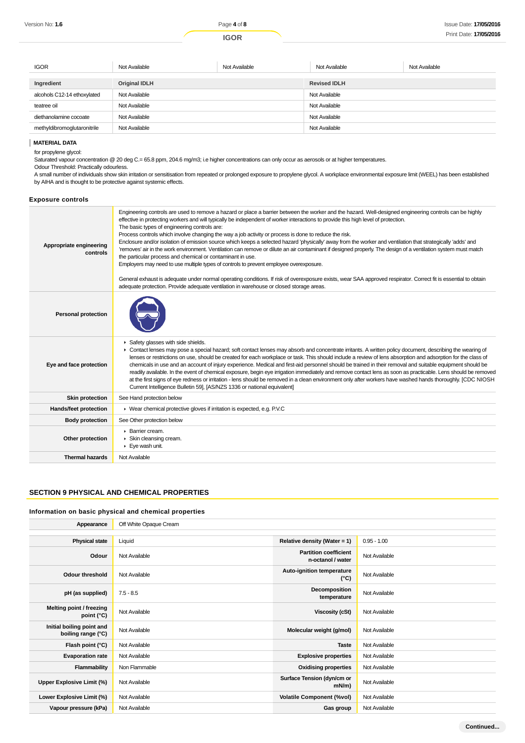| IGOR | Not Available | Not Available | Not Available | Not Available |
|---|---|---|---|---|

| Ingredient | Original IDLH | Revised IDLH |
|---|---|---|
| alcohols C12-14 ethoxylated | Not Available | Not Available |
| teatree oil | Not Available | Not Available |
| diethanolamine cocoate | Not Available | Not Available |
| methyldibromoglutaronitrile | Not Available | Not Available |

### MATERIAL DATA

for propylene glycol:
Saturated vapour concentration @ 20 deg C.= 65.8 ppm, 204.6 mg/m3; i.e higher concentrations can only occur as aerosols or at higher temperatures.
Odour Threshold: Practically odourless.
A small number of individuals show skin irritation or sensitisation from repeated or prolonged exposure to propylene glycol. A workplace environmental exposure limit (WEEL) has been established by AIHA and is thought to be protective against systemic effects.

### Exposure controls

| | |
|---|---|
| **Appropriate engineering controls** | Engineering controls are used to remove a hazard or place a barrier between the worker and the hazard. Well-designed engineering controls can be highly effective in protecting workers and will typically be independent of worker interactions to provide this high level of protection. The basic types of engineering controls are: Process controls which involve changing the way a job activity or process is done to reduce the risk. Enclosure and/or isolation of emission source which keeps a selected hazard 'physically' away from the worker and ventilation that strategically 'adds' and 'removes' air in the work environment. Ventilation can remove or dilute an air contaminant if designed properly. The design of a ventilation system must match the particular process and chemical or contaminant in use. Employers may need to use multiple types of controls to prevent employee overexposure. General exhaust is adequate under normal operating conditions. If risk of overexposure exists, wear SAA approved respirator. Correct fit is essential to obtain adequate protection. Provide adequate ventilation in warehouse or closed storage areas. |
| **Personal protection** | |
| **Eye and face protection** | ▸ Safety glasses with side shields. ▸ Contact lenses may pose a special hazard; soft contact lenses may absorb and concentrate irritants. A written policy document, describing the wearing of lenses or restrictions on use, should be created for each workplace or task. This should include a review of lens absorption and adsorption for the class of chemicals in use and an account of injury experience. Medical and first-aid personnel should be trained in their removal and suitable equipment should be readily available. In the event of chemical exposure, begin eye irrigation immediately and remove contact lens as soon as practicable. Lens should be removed at the first signs of eye redness or irritation - lens should be removed in a clean environment only after workers have washed hands thoroughly. [CDC NIOSH Current Intelligence Bulletin 59], [AS/NZS 1336 or national equivalent] |
| **Skin protection** | See Hand protection below |
| **Hands/feet protection** | ▸ Wear chemical protective gloves if irritation is expected, e.g. P.V.C |
| **Body protection** | See Other protection below |
| **Other protection** | ▸ Barrier cream. ▸ Skin cleansing cream. ▸ Eye wash unit. |
| **Thermal hazards** | Not Available |

## SECTION 9 PHYSICAL AND CHEMICAL PROPERTIES

### Information on basic physical and chemical properties

| | | | |
|---|---|---|---|
| **Appearance** | Off White Opaque Cream | | |
| **Physical state** | Liquid | **Relative density (Water = 1)** | 0.95 - 1.00 |
| **Odour** | Not Available | **Partition coefficient n-octanol / water** | Not Available |
| **Odour threshold** | Not Available | **Auto-ignition temperature (°C)** | Not Available |
| **pH (as supplied)** | 7.5 - 8.5 | **Decomposition temperature** | Not Available |
| **Melting point / freezing point (°C)** | Not Available | **Viscosity (cSt)** | Not Available |
| **Initial boiling point and boiling range (°C)** | Not Available | **Molecular weight (g/mol)** | Not Available |
| **Flash point (°C)** | Not Available | **Taste** | Not Available |
| **Evaporation rate** | Not Available | **Explosive properties** | Not Available |
| **Flammability** | Non Flammable | **Oxidising properties** | Not Available |
| **Upper Explosive Limit (%)** | Not Available | **Surface Tension (dyn/cm or mN/m)** | Not Available |
| **Lower Explosive Limit (%)** | Not Available | **Volatile Component (%vol)** | Not Available |
| **Vapour pressure (kPa)** | Not Available | **Gas group** | Not Available |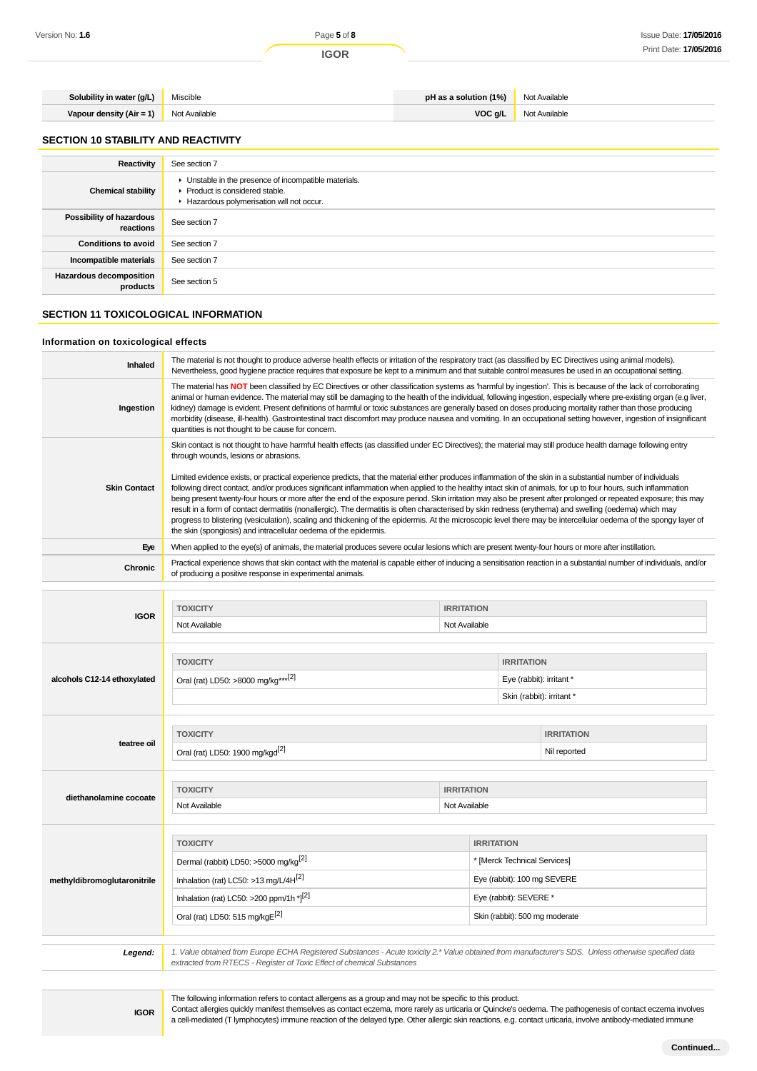| Solubility in water (g/L) | Miscible | pH as a solution (1%) | Not Available |
| --- | --- | --- | --- |
| Vapour density (Air = 1) | Not Available | VOC g/L | Not Available |

## SECTION 10 STABILITY AND REACTIVITY

| | |
| --- | --- |
| Reactivity | See section 7 |
| Chemical stability | ▸ Unstable in the presence of incompatible materials.<br>▸ Product is considered stable.<br>▸ Hazardous polymerisation will not occur. |
| Possibility of hazardous reactions | See section 7 |
| Conditions to avoid | See section 7 |
| Incompatible materials | See section 7 |
| Hazardous decomposition products | See section 5 |

## SECTION 11 TOXICOLOGICAL INFORMATION

### Information on toxicological effects

| | |
| --- | --- |
| Inhaled | The material is not thought to produce adverse health effects or irritation of the respiratory tract (as classified by EC Directives using animal models). Nevertheless, good hygiene practice requires that exposure be kept to a minimum and that suitable control measures be used in an occupational setting. |
| Ingestion | The material has **NOT** been classified by EC Directives or other classification systems as 'harmful by ingestion'. This is because of the lack of corroborating animal or human evidence. The material may still be damaging to the health of the individual, following ingestion, especially where pre-existing organ (e.g liver, kidney) damage is evident. Present definitions of harmful or toxic substances are generally based on doses producing mortality rather than those producing morbidity (disease, ill-health). Gastrointestinal tract discomfort may produce nausea and vomiting. In an occupational setting however, ingestion of insignificant quantities is not thought to be cause for concern. |
| Skin Contact | Skin contact is not thought to have harmful health effects (as classified under EC Directives); the material may still produce health damage following entry through wounds, lesions or abrasions.<br><br>Limited evidence exists, or practical experience predicts, that the material either produces inflammation of the skin in a substantial number of individuals following direct contact, and/or produces significant inflammation when applied to the healthy intact skin of animals, for up to four hours, such inflammation being present twenty-four hours or more after the end of the exposure period. Skin irritation may also be present after prolonged or repeated exposure; this may result in a form of contact dermatitis (nonallergic). The dermatitis is often characterised by skin redness (erythema) and swelling (oedema) which may progress to blistering (vesiculation), scaling and thickening of the epidermis. At the microscopic level there may be intercellular oedema of the spongy layer of the skin (spongiosis) and intracellular oedema of the epidermis. |
| Eye | When applied to the eye(s) of animals, the material produces severe ocular lesions which are present twenty-four hours or more after instillation. |
| Chronic | Practical experience shows that skin contact with the material is capable either of inducing a sensitisation reaction in a substantial number of individuals, and/or of producing a positive response in experimental animals. |

**IGOR**

| TOXICITY | IRRITATION |
| --- | --- |
| Not Available | Not Available |

**alcohols C12-14 ethoxylated**

| TOXICITY | IRRITATION |
| --- | --- |
| Oral (rat) LD50: >8000 mg/kg***[2] | Eye (rabbit): irritant * |
| | Skin (rabbit): irritant * |

**teatree oil**

| TOXICITY | IRRITATION |
| --- | --- |
| Oral (rat) LD50: 1900 mg/kgd[2] | Nil reported |

**diethanolamine cocoate**

| TOXICITY | IRRITATION |
| --- | --- |
| Not Available | Not Available |

**methyldibromoglutaronitrile**

| TOXICITY | IRRITATION |
| --- | --- |
| Dermal (rabbit) LD50: >5000 mg/kg[2] | * [Merck Technical Services] |
| Inhalation (rat) LC50: >13 mg/L/4H[2] | Eye (rabbit): 100 mg SEVERE |
| Inhalation (rat) LC50: >200 ppm/1h *][2] | Eye (rabbit): SEVERE * |
| Oral (rat) LD50: 515 mg/kgE[2] | Skin (rabbit): 500 mg moderate |

***Legend:*** *1. Value obtained from Europe ECHA Registered Substances - Acute toxicity 2.* Value obtained from manufacturer's SDS. Unless otherwise specified data extracted from RTECS - Register of Toxic Effect of chemical Substances*

| | |
| --- | --- |
| IGOR | The following information refers to contact allergens as a group and may not be specific to this product.<br>Contact allergies quickly manifest themselves as contact eczema, more rarely as urticaria or Quincke's oedema. The pathogenesis of contact eczema involves a cell-mediated (T lymphocytes) immune reaction of the delayed type. Other allergic skin reactions, e.g. contact urticaria, involve antibody-mediated immune |

Continued...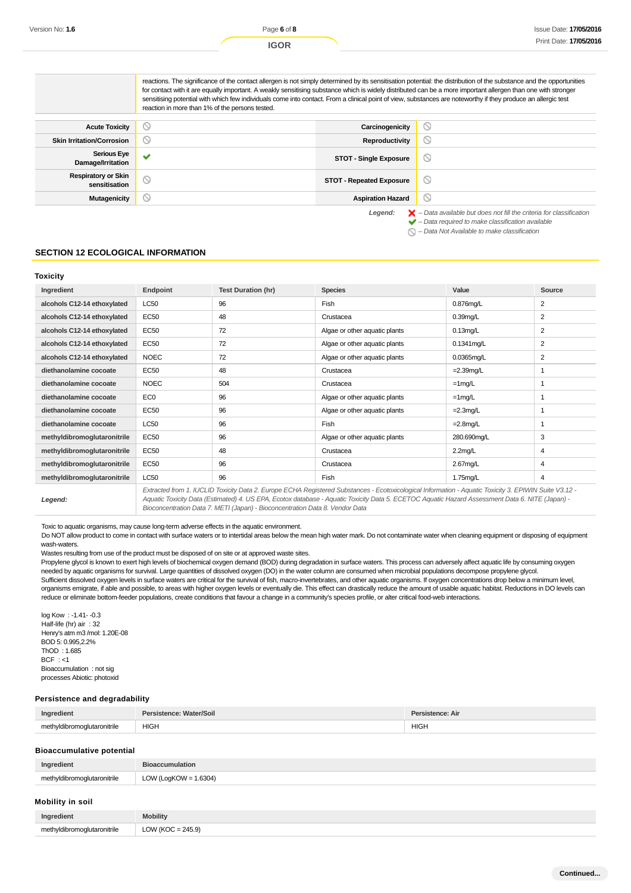|  | reactions. The significance of the contact allergen is not simply determined by its sensitisation potential: the distribution of the substance and the opportunities for contact with it are equally important. A weakly sensitising substance which is widely distributed can be a more important allergen than one with stronger sensitising potential with which few individuals come into contact. From a clinical point of view, substances are noteworthy if they produce an allergic test reaction in more than 1% of the persons tested. |
|---|---|

| | | | |
|---|---|---|---|
| **Acute Toxicity** | ⃠ | **Carcinogenicity** | ⃠ |
| **Skin Irritation/Corrosion** | ⃠ | **Reproductivity** | ⃠ |
| **Serious Eye Damage/Irritation** | ✔ | **STOT - Single Exposure** | ⃠ |
| **Respiratory or Skin sensitisation** | ⃠ | **STOT - Repeated Exposure** | ⃠ |
| **Mutagenicity** | ⃠ | **Aspiration Hazard** | ⃠ |

*Legend:*
✘ *– Data available but does not fill the criteria for classification*
✔ *– Data required to make classification available*
⃠ *– Data Not Available to make classification*

## SECTION 12 ECOLOGICAL INFORMATION

### Toxicity

| Ingredient | Endpoint | Test Duration (hr) | Species | Value | Source |
|---|---|---|---|---|---|
| **alcohols C12-14 ethoxylated** | LC50 | 96 | Fish | 0.876mg/L | 2 |
| **alcohols C12-14 ethoxylated** | EC50 | 48 | Crustacea | 0.39mg/L | 2 |
| **alcohols C12-14 ethoxylated** | EC50 | 72 | Algae or other aquatic plants | 0.13mg/L | 2 |
| **alcohols C12-14 ethoxylated** | EC50 | 72 | Algae or other aquatic plants | 0.1341mg/L | 2 |
| **alcohols C12-14 ethoxylated** | NOEC | 72 | Algae or other aquatic plants | 0.0365mg/L | 2 |
| **diethanolamine cocoate** | EC50 | 48 | Crustacea | =2.39mg/L | 1 |
| **diethanolamine cocoate** | NOEC | 504 | Crustacea | =1mg/L | 1 |
| **diethanolamine cocoate** | EC0 | 96 | Algae or other aquatic plants | =1mg/L | 1 |
| **diethanolamine cocoate** | EC50 | 96 | Algae or other aquatic plants | =2.3mg/L | 1 |
| **diethanolamine cocoate** | LC50 | 96 | Fish | =2.8mg/L | 1 |
| **methyldibromoglutaronitrile** | EC50 | 96 | Algae or other aquatic plants | 280.690mg/L | 3 |
| **methyldibromoglutaronitrile** | EC50 | 48 | Crustacea | 2.2mg/L | 4 |
| **methyldibromoglutaronitrile** | EC50 | 96 | Crustacea | 2.67mg/L | 4 |
| **methyldibromoglutaronitrile** | LC50 | 96 | Fish | 1.75mg/L | 4 |
| ***Legend:*** | *Extracted from 1. IUCLID Toxicity Data 2. Europe ECHA Registered Substances - Ecotoxicological Information - Aquatic Toxicity 3. EPIWIN Suite V3.12 - Aquatic Toxicity Data (Estimated) 4. US EPA, Ecotox database - Aquatic Toxicity Data 5. ECETOC Aquatic Hazard Assessment Data 6. NITE (Japan) - Bioconcentration Data 7. METI (Japan) - Bioconcentration Data 8. Vendor Data* | | | | |

Toxic to aquatic organisms, may cause long-term adverse effects in the aquatic environment.
Do NOT allow product to come in contact with surface waters or to intertidal areas below the mean high water mark. Do not contaminate water when cleaning equipment or disposing of equipment wash-waters.
Wastes resulting from use of the product must be disposed of on site or at approved waste sites.
Propylene glycol is known to exert high levels of biochemical oxygen demand (BOD) during degradation in surface waters. This process can adversely affect aquatic life by consuming oxygen needed by aquatic organisms for survival. Large quantities of dissolved oxygen (DO) in the water column are consumed when microbial populations decompose propylene glycol.
Sufficient dissolved oxygen levels in surface waters are critical for the survival of fish, macro-invertebrates, and other aquatic organisms. If oxygen concentrations drop below a minimum level, organisms emigrate, if able and possible, to areas with higher oxygen levels or eventually die. This effect can drastically reduce the amount of usable aquatic habitat. Reductions in DO levels can reduce or eliminate bottom-feeder populations, create conditions that favour a change in a community's species profile, or alter critical food-web interactions.

log Kow : -1.41- -0.3
Half-life (hr) air : 32
Henry's atm m3 /mol: 1.20E-08
BOD 5: 0.995,2.2%
ThOD : 1.685
BCF : <1
Bioaccumulation : not sig
processes Abiotic: photoxid

### Persistence and degradability

| Ingredient | Persistence: Water/Soil | Persistence: Air |
|---|---|---|
| methyldibromoglutaronitrile | HIGH | HIGH |

### Bioaccumulative potential

| Ingredient | Bioaccumulation |
|---|---|
| methyldibromoglutaronitrile | LOW (LogKOW = 1.6304) |

### Mobility in soil

| Ingredient | Mobility |
|---|---|
| methyldibromoglutaronitrile | LOW (KOC = 245.9) |

**Continued...**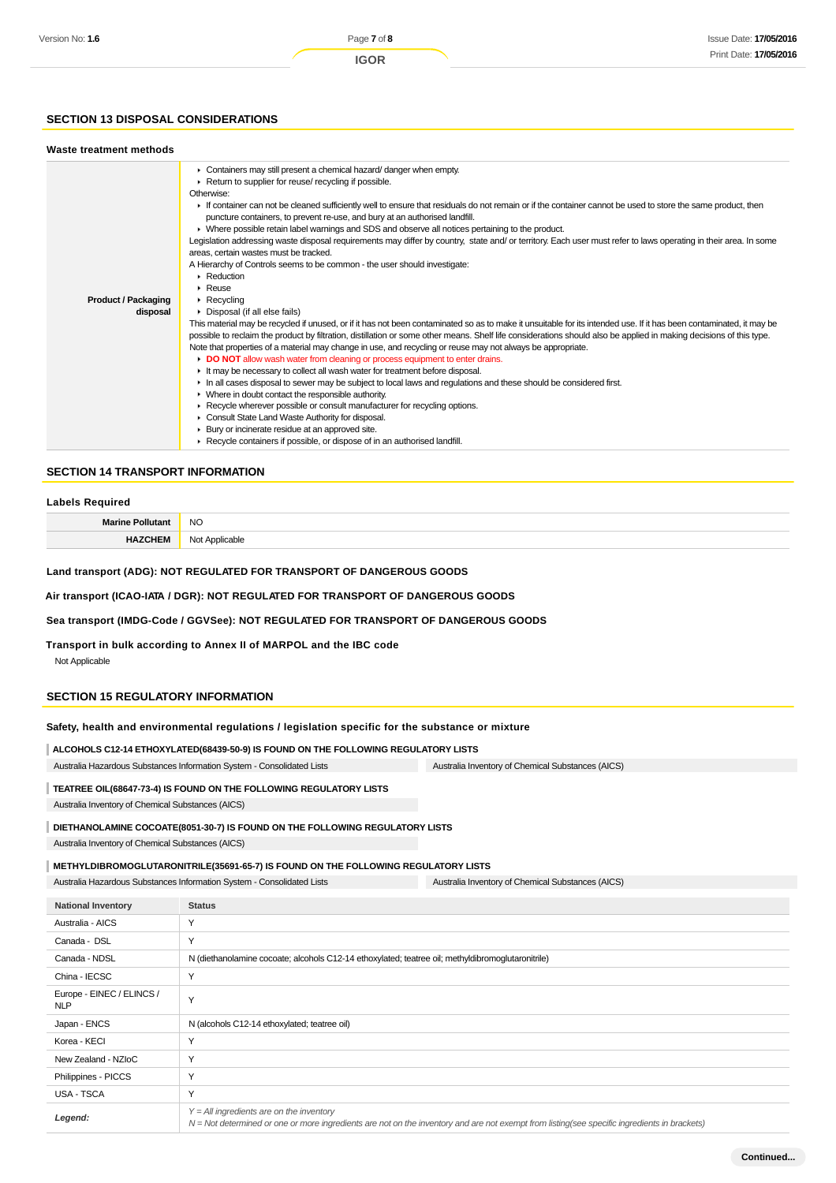## SECTION 13 DISPOSAL CONSIDERATIONS

### Waste treatment methods

| | |
|---|---|
| **Product / Packaging disposal** | ▸ Containers may still present a chemical hazard/ danger when empty.<br>▸ Return to supplier for reuse/ recycling if possible.<br>Otherwise:<br>▸ If container can not be cleaned sufficiently well to ensure that residuals do not remain or if the container cannot be used to store the same product, then puncture containers, to prevent re-use, and bury at an authorised landfill.<br>▸ Where possible retain label warnings and SDS and observe all notices pertaining to the product.<br>Legislation addressing waste disposal requirements may differ by country, state and/ or territory. Each user must refer to laws operating in their area. In some areas, certain wastes must be tracked.<br>A Hierarchy of Controls seems to be common - the user should investigate:<br>▸ Reduction<br>▸ Reuse<br>▸ Recycling<br>▸ Disposal (if all else fails)<br>This material may be recycled if unused, or if it has not been contaminated so as to make it unsuitable for its intended use. If it has been contaminated, it may be possible to reclaim the product by filtration, distillation or some other means. Shelf life considerations should also be applied in making decisions of this type. Note that properties of a material may change in use, and recycling or reuse may not always be appropriate.<br>▸ **DO NOT** allow wash water from cleaning or process equipment to enter drains.<br>▸ It may be necessary to collect all wash water for treatment before disposal.<br>▸ In all cases disposal to sewer may be subject to local laws and regulations and these should be considered first.<br>▸ Where in doubt contact the responsible authority.<br>▸ Recycle wherever possible or consult manufacturer for recycling options.<br>▸ Consult State Land Waste Authority for disposal.<br>▸ Bury or incinerate residue at an approved site.<br>▸ Recycle containers if possible, or dispose of in an authorised landfill. |

## SECTION 14 TRANSPORT INFORMATION

### Labels Required

| | |
|---|---|
| **Marine Pollutant** | NO |
| **HAZCHEM** | Not Applicable |

### Land transport (ADG): NOT REGULATED FOR TRANSPORT OF DANGEROUS GOODS

### Air transport (ICAO-IATA / DGR): NOT REGULATED FOR TRANSPORT OF DANGEROUS GOODS

### Sea transport (IMDG-Code / GGVSee): NOT REGULATED FOR TRANSPORT OF DANGEROUS GOODS

### Transport in bulk according to Annex II of MARPOL and the IBC code

Not Applicable

## SECTION 15 REGULATORY INFORMATION

### Safety, health and environmental regulations / legislation specific for the substance or mixture

**ALCOHOLS C12-14 ETHOXYLATED(68439-50-9) IS FOUND ON THE FOLLOWING REGULATORY LISTS**

| | |
|---|---|
| Australia Hazardous Substances Information System - Consolidated Lists | Australia Inventory of Chemical Substances (AICS) |

**TEATREE OIL(68647-73-4) IS FOUND ON THE FOLLOWING REGULATORY LISTS**

Australia Inventory of Chemical Substances (AICS)

**DIETHANOLAMINE COCOATE(8051-30-7) IS FOUND ON THE FOLLOWING REGULATORY LISTS**

Australia Inventory of Chemical Substances (AICS)

**METHYLDIBROMOGLUTARONITRILE(35691-65-7) IS FOUND ON THE FOLLOWING REGULATORY LISTS**

| | |
|---|---|
| Australia Hazardous Substances Information System - Consolidated Lists | Australia Inventory of Chemical Substances (AICS) |

| National Inventory | Status |
|---|---|
| Australia - AICS | Y |
| Canada - DSL | Y |
| Canada - NDSL | N (diethanolamine cocoate; alcohols C12-14 ethoxylated; teatree oil; methyldibromoglutaronitrile) |
| China - IECSC | Y |
| Europe - EINEC / ELINCS / NLP | Y |
| Japan - ENCS | N (alcohols C12-14 ethoxylated; teatree oil) |
| Korea - KECI | Y |
| New Zealand - NZIoC | Y |
| Philippines - PICCS | Y |
| USA - TSCA | Y |
| ***Legend:*** | *Y = All ingredients are on the inventory*<br>*N = Not determined or one or more ingredients are not on the inventory and are not exempt from listing(see specific ingredients in brackets)* |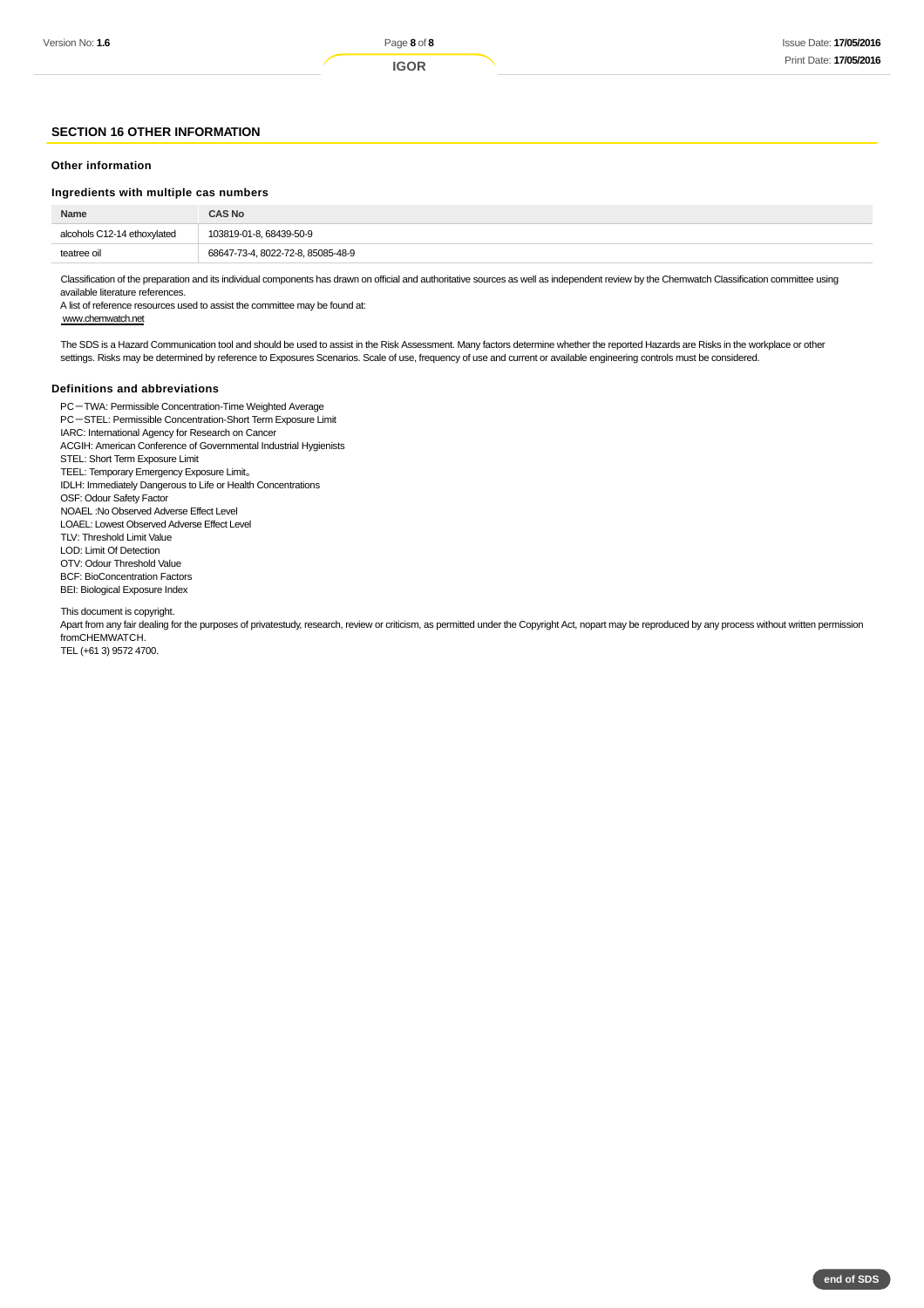## SECTION 16 OTHER INFORMATION

### Other information

### Ingredients with multiple cas numbers

| Name | CAS No |
| --- | --- |
| alcohols C12-14 ethoxylated | 103819-01-8, 68439-50-9 |
| teatree oil | 68647-73-4, 8022-72-8, 85085-48-9 |

Classification of the preparation and its individual components has drawn on official and authoritative sources as well as independent review by the Chemwatch Classification committee using available literature references.
A list of reference resources used to assist the committee may be found at:
www.chemwatch.net

The SDS is a Hazard Communication tool and should be used to assist in the Risk Assessment. Many factors determine whether the reported Hazards are Risks in the workplace or other settings. Risks may be determined by reference to Exposures Scenarios. Scale of use, frequency of use and current or available engineering controls must be considered.

### Definitions and abbreviations

PC－TWA: Permissible Concentration-Time Weighted Average
PC－STEL: Permissible Concentration-Short Term Exposure Limit
IARC: International Agency for Research on Cancer
ACGIH: American Conference of Governmental Industrial Hygienists
STEL: Short Term Exposure Limit
TEEL: Temporary Emergency Exposure Limit。
IDLH: Immediately Dangerous to Life or Health Concentrations
OSF: Odour Safety Factor
NOAEL :No Observed Adverse Effect Level
LOAEL: Lowest Observed Adverse Effect Level
TLV: Threshold Limit Value
LOD: Limit Of Detection
OTV: Odour Threshold Value
BCF: BioConcentration Factors
BEI: Biological Exposure Index

This document is copyright.
Apart from any fair dealing for the purposes of privatestudy, research, review or criticism, as permitted under the Copyright Act, nopart may be reproduced by any process without written permission fromCHEMWATCH.
TEL (+61 3) 9572 4700.

end of SDS